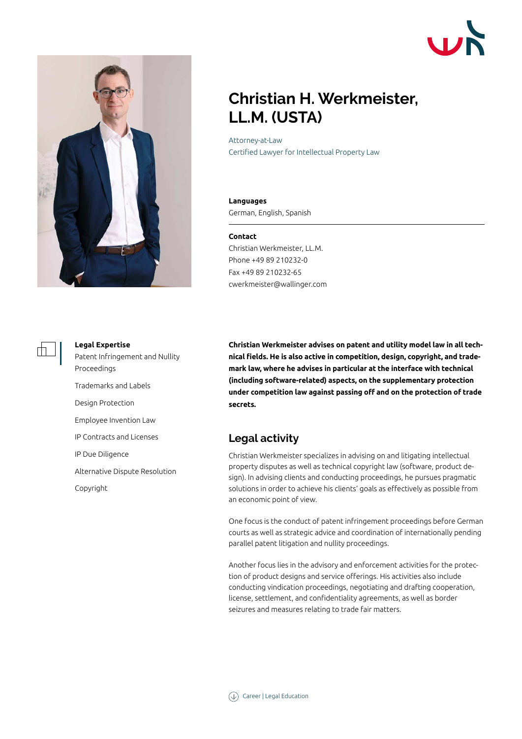# Christian H. Werkmeister, LL.M. (USTA)

Attorney-at-Law
Certified Lawyer for Intellectual Property Law

**Languages**
German, English, Spanish

**Contact**
Christian Werkmeister, LL.M.
Phone +49 89 210232-0
Fax +49 89 210232-65
cwerkmeister@wallinger.com

**Legal Expertise**

Patent Infringement and Nullity Proceedings

Trademarks and Labels

Design Protection

Employee Invention Law

IP Contracts and Licenses

IP Due Diligence

Alternative Dispute Resolution

Copyright

**Christian Werkmeister advises on patent and utility model law in all technical fields. He is also active in competition, design, copyright, and trademark law, where he advises in particular at the interface with technical (including software-related) aspects, on the supplementary protection under competition law against passing off and on the protection of trade secrets.**

## Legal activity

Christian Werkmeister specializes in advising on and litigating intellectual property disputes as well as technical copyright law (software, product design). In advising clients and conducting proceedings, he pursues pragmatic solutions in order to achieve his clients' goals as effectively as possible from an economic point of view.

One focus is the conduct of patent infringement proceedings before German courts as well as strategic advice and coordination of internationally pending parallel patent litigation and nullity proceedings.

Another focus lies in the advisory and enforcement activities for the protection of product designs and service offerings. His activities also include conducting vindication proceedings, negotiating and drafting cooperation, license, settlement, and confidentiality agreements, as well as border seizures and measures relating to trade fair matters.

Career | Legal Education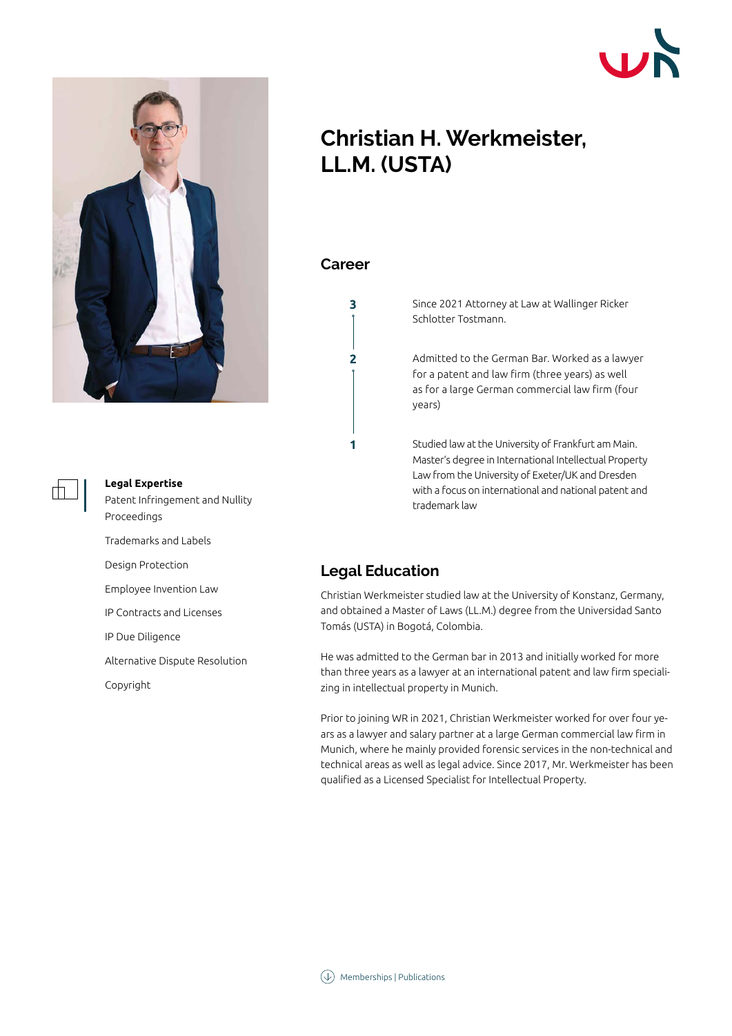# Christian H. Werkmeister, LL.M. (USTA)

## Career

**3** Since 2021 Attorney at Law at Wallinger Ricker Schlotter Tostmann.

**2** Admitted to the German Bar. Worked as a lawyer for a patent and law firm (three years) as well as for a large German commercial law firm (four years)

**1** Studied law at the University of Frankfurt am Main. Master's degree in International Intellectual Property Law from the University of Exeter/UK and Dresden with a focus on international and national patent and trademark law

**Legal Expertise**

Patent Infringement and Nullity Proceedings

Trademarks and Labels

Design Protection

Employee Invention Law

IP Contracts and Licenses

IP Due Diligence

Alternative Dispute Resolution

Copyright

## Legal Education

Christian Werkmeister studied law at the University of Konstanz, Germany, and obtained a Master of Laws (LL.M.) degree from the Universidad Santo Tomás (USTA) in Bogotá, Colombia.

He was admitted to the German bar in 2013 and initially worked for more than three years as a lawyer at an international patent and law firm specializing in intellectual property in Munich.

Prior to joining WR in 2021, Christian Werkmeister worked for over four years as a lawyer and salary partner at a large German commercial law firm in Munich, where he mainly provided forensic services in the non-technical and technical areas as well as legal advice. Since 2017, Mr. Werkmeister has been qualified as a Licensed Specialist for Intellectual Property.

Memberships | Publications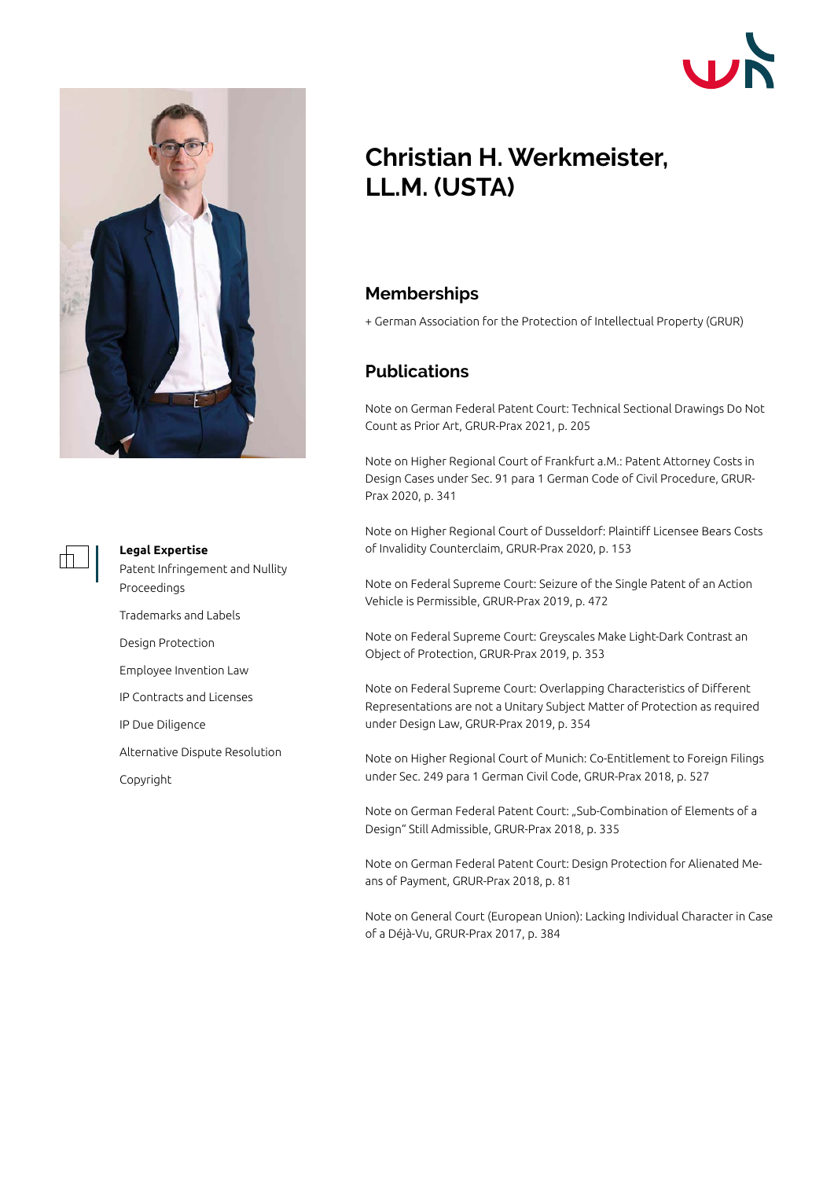# Christian H. Werkmeister, LL.M. (USTA)

**Legal Expertise**

Patent Infringement and Nullity Proceedings

Trademarks and Labels

Design Protection

Employee Invention Law

IP Contracts and Licenses

IP Due Diligence

Alternative Dispute Resolution

Copyright

## Memberships

+ German Association for the Protection of Intellectual Property (GRUR)

## Publications

Note on German Federal Patent Court: Technical Sectional Drawings Do Not Count as Prior Art, GRUR-Prax 2021, p. 205

Note on Higher Regional Court of Frankfurt a.M.: Patent Attorney Costs in Design Cases under Sec. 91 para 1 German Code of Civil Procedure, GRUR-Prax 2020, p. 341

Note on Higher Regional Court of Dusseldorf: Plaintiff Licensee Bears Costs of Invalidity Counterclaim, GRUR-Prax 2020, p. 153

Note on Federal Supreme Court: Seizure of the Single Patent of an Action Vehicle is Permissible, GRUR-Prax 2019, p. 472

Note on Federal Supreme Court: Greyscales Make Light-Dark Contrast an Object of Protection, GRUR-Prax 2019, p. 353

Note on Federal Supreme Court: Overlapping Characteristics of Different Representations are not a Unitary Subject Matter of Protection as required under Design Law, GRUR-Prax 2019, p. 354

Note on Higher Regional Court of Munich: Co-Entitlement to Foreign Filings under Sec. 249 para 1 German Civil Code, GRUR-Prax 2018, p. 527

Note on German Federal Patent Court: „Sub-Combination of Elements of a Design" Still Admissible, GRUR-Prax 2018, p. 335

Note on German Federal Patent Court: Design Protection for Alienated Means of Payment, GRUR-Prax 2018, p. 81

Note on General Court (European Union): Lacking Individual Character in Case of a Déjà-Vu, GRUR-Prax 2017, p. 384